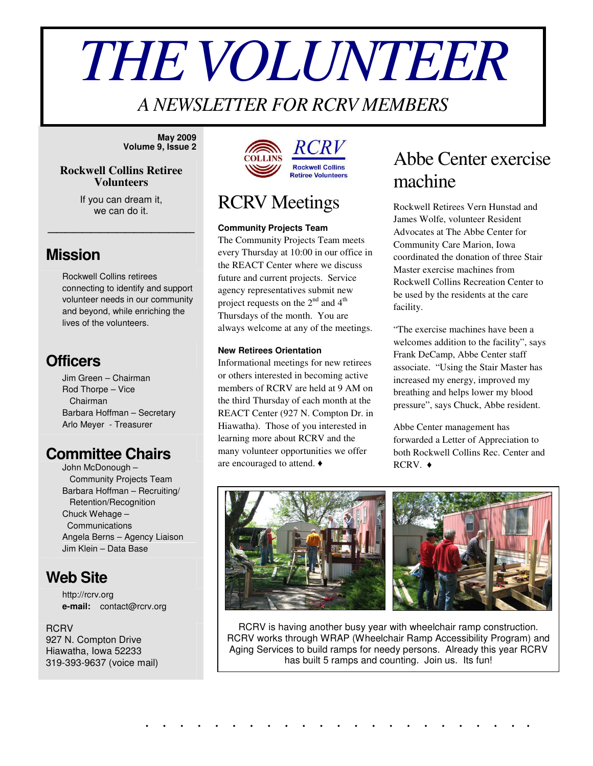# THE VOLUNTEER

*A NEWSLETTER FOR RCRV MEMBERS*

**May 2009**
**Volume 9, Issue 2**

**Rockwell Collins Retiree Volunteers**

If you can dream it,
we can do it.

## Mission

Rockwell Collins retirees connecting to identify and support volunteer needs in our community and beyond, while enriching the lives of the volunteers.

## Officers

Jim Green – Chairman
Rod Thorpe – Vice Chairman
Barbara Hoffman – Secretary
Arlo Meyer - Treasurer

## Committee Chairs

John McDonough – Community Projects Team
Barbara Hoffman – Recruiting/ Retention/Recognition
Chuck Wehage – Communications
Angela Berns – Agency Liaison
Jim Klein – Data Base

## Web Site

http://rcrv.org
**e-mail:** contact@rcrv.org

RCRV
927 N. Compton Drive
Hiawatha, Iowa 52233
319-393-9637 (voice mail)

# RCRV Meetings

**Community Projects Team**

The Community Projects Team meets every Thursday at 10:00 in our office in the REACT Center where we discuss future and current projects. Service agency representatives submit new project requests on the 2nd and 4th Thursdays of the month. You are always welcome at any of the meetings.

**New Retirees Orientation**

Informational meetings for new retirees or others interested in becoming active members of RCRV are held at 9 AM on the third Thursday of each month at the REACT Center (927 N. Compton Dr. in Hiawatha). Those of you interested in learning more about RCRV and the many volunteer opportunities we offer are encouraged to attend. ♦

# Abbe Center exercise machine

Rockwell Retirees Vern Hunstad and James Wolfe, volunteer Resident Advocates at The Abbe Center for Community Care Marion, Iowa coordinated the donation of three Stair Master exercise machines from Rockwell Collins Recreation Center to be used by the residents at the care facility.

"The exercise machines have been a welcomes addition to the facility", says Frank DeCamp, Abbe Center staff associate. "Using the Stair Master has increased my energy, improved my breathing and helps lower my blood pressure", says Chuck, Abbe resident.

Abbe Center management has forwarded a Letter of Appreciation to both Rockwell Collins Rec. Center and RCRV. ♦

RCRV is having another busy year with wheelchair ramp construction. RCRV works through WRAP (Wheelchair Ramp Accessibility Program) and Aging Services to build ramps for needy persons. Already this year RCRV has built 5 ramps and counting. Join us. Its fun!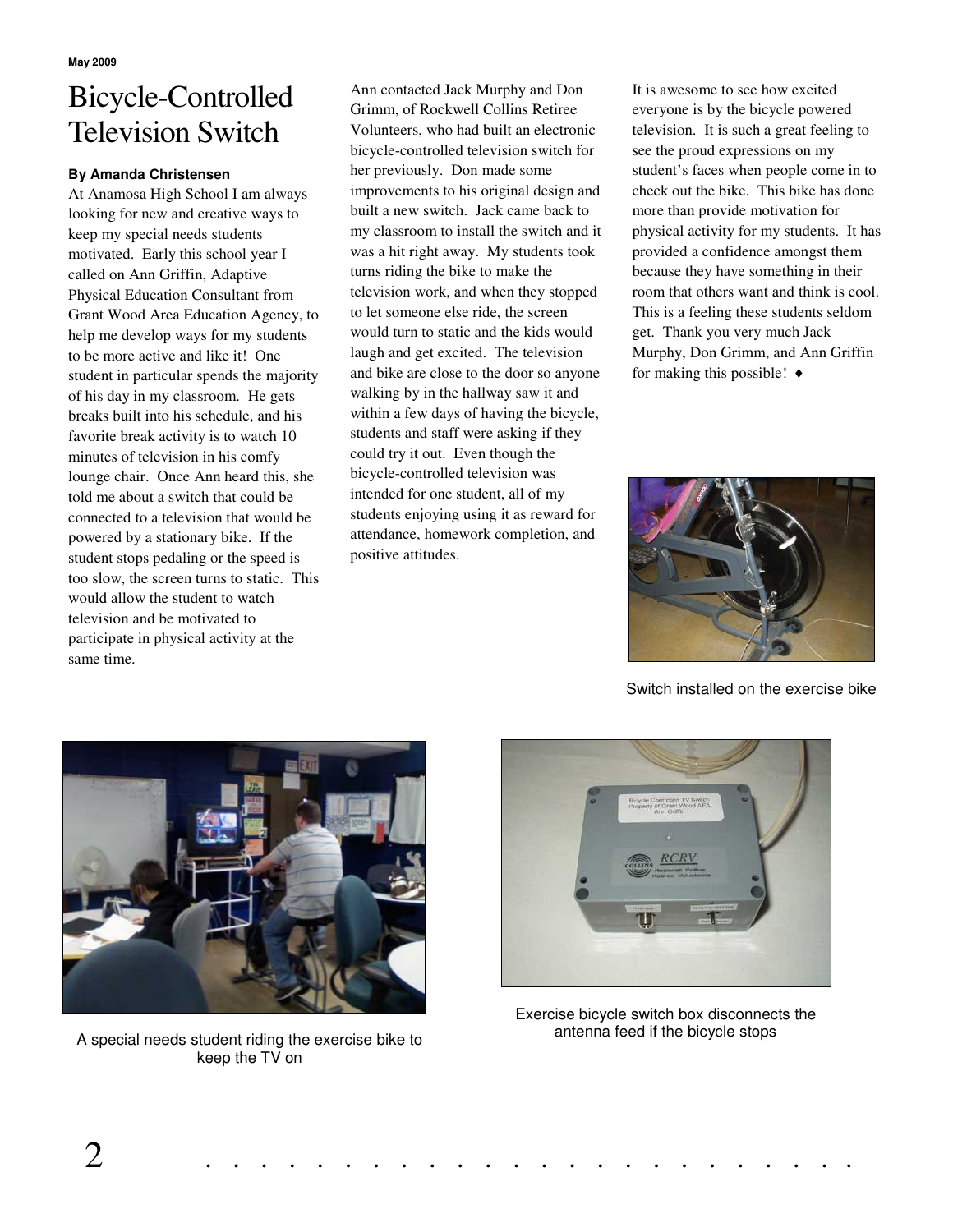May 2009

# Bicycle-Controlled Television Switch

**By Amanda Christensen**

At Anamosa High School I am always looking for new and creative ways to keep my special needs students motivated. Early this school year I called on Ann Griffin, Adaptive Physical Education Consultant from Grant Wood Area Education Agency, to help me develop ways for my students to be more active and like it! One student in particular spends the majority of his day in my classroom. He gets breaks built into his schedule, and his favorite break activity is to watch 10 minutes of television in his comfy lounge chair. Once Ann heard this, she told me about a switch that could be connected to a television that would be powered by a stationary bike. If the student stops pedaling or the speed is too slow, the screen turns to static. This would allow the student to watch television and be motivated to participate in physical activity at the same time.

Ann contacted Jack Murphy and Don Grimm, of Rockwell Collins Retiree Volunteers, who had built an electronic bicycle-controlled television switch for her previously. Don made some improvements to his original design and built a new switch. Jack came back to my classroom to install the switch and it was a hit right away. My students took turns riding the bike to make the television work, and when they stopped to let someone else ride, the screen would turn to static and the kids would laugh and get excited. The television and bike are close to the door so anyone walking by in the hallway saw it and within a few days of having the bicycle, students and staff were asking if they could try it out. Even though the bicycle-controlled television was intended for one student, all of my students enjoying using it as reward for attendance, homework completion, and positive attitudes.

It is awesome to see how excited everyone is by the bicycle powered television. It is such a great feeling to see the proud expressions on my student's faces when people come in to check out the bike. This bike has done more than provide motivation for physical activity for my students. It has provided a confidence amongst them because they have something in their room that others want and think is cool. This is a feeling these students seldom get. Thank you very much Jack Murphy, Don Grimm, and Ann Griffin for making this possible! ♦

Switch installed on the exercise bike

A special needs student riding the exercise bike to keep the TV on

Exercise bicycle switch box disconnects the antenna feed if the bicycle stops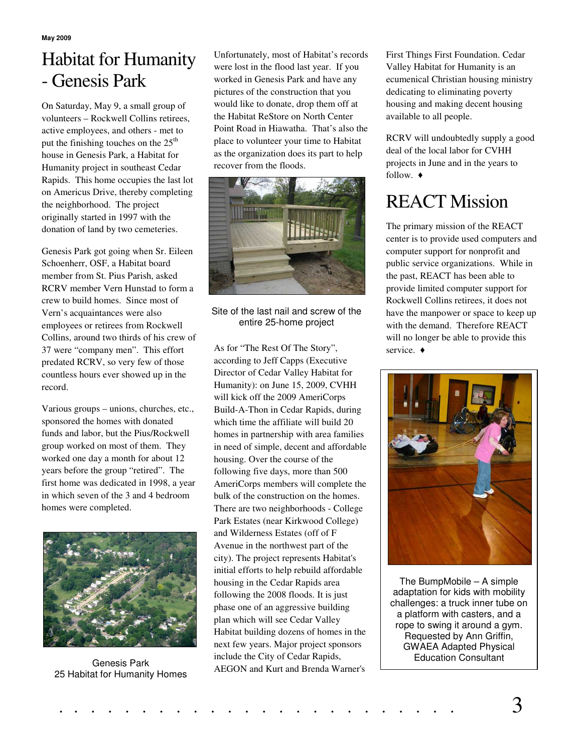# Habitat for Humanity - Genesis Park

On Saturday, May 9, a small group of volunteers – Rockwell Collins retirees, active employees, and others - met to put the finishing touches on the 25th house in Genesis Park, a Habitat for Humanity project in southeast Cedar Rapids. This home occupies the last lot on Americus Drive, thereby completing the neighborhood. The project originally started in 1997 with the donation of land by two cemeteries.

Genesis Park got going when Sr. Eileen Schoenherr, OSF, a Habitat board member from St. Pius Parish, asked RCRV member Vern Hunstad to form a crew to build homes. Since most of Vern's acquaintances were also employees or retirees from Rockwell Collins, around two thirds of his crew of 37 were "company men". This effort predated RCRV, so very few of those countless hours ever showed up in the record.

Various groups – unions, churches, etc., sponsored the homes with donated funds and labor, but the Pius/Rockwell group worked on most of them. They worked one day a month for about 12 years before the group "retired". The first home was dedicated in 1998, a year in which seven of the 3 and 4 bedroom homes were completed.

Genesis Park
25 Habitat for Humanity Homes

Unfortunately, most of Habitat's records were lost in the flood last year. If you worked in Genesis Park and have any pictures of the construction that you would like to donate, drop them off at the Habitat ReStore on North Center Point Road in Hiawatha. That's also the place to volunteer your time to Habitat as the organization does its part to help recover from the floods.

Site of the last nail and screw of the entire 25-home project

As for "The Rest Of The Story", according to Jeff Capps (Executive Director of Cedar Valley Habitat for Humanity): on June 15, 2009, CVHH will kick off the 2009 AmeriCorps Build-A-Thon in Cedar Rapids, during which time the affiliate will build 20 homes in partnership with area families in need of simple, decent and affordable housing. Over the course of the following five days, more than 500 AmeriCorps members will complete the bulk of the construction on the homes. There are two neighborhoods - College Park Estates (near Kirkwood College) and Wilderness Estates (off of F Avenue in the northwest part of the city). The project represents Habitat's initial efforts to help rebuild affordable housing in the Cedar Rapids area following the 2008 floods. It is just phase one of an aggressive building plan which will see Cedar Valley Habitat building dozens of homes in the next few years. Major project sponsors include the City of Cedar Rapids, AEGON and Kurt and Brenda Warner's First Things First Foundation. Cedar Valley Habitat for Humanity is an ecumenical Christian housing ministry dedicating to eliminating poverty housing and making decent housing available to all people.

RCRV will undoubtedly supply a good deal of the local labor for CVHH projects in June and in the years to follow. ♦

# REACT Mission

The primary mission of the REACT center is to provide used computers and computer support for nonprofit and public service organizations. While in the past, REACT has been able to provide limited computer support for Rockwell Collins retirees, it does not have the manpower or space to keep up with the demand. Therefore REACT will no longer be able to provide this service. ♦

The BumpMobile – A simple adaptation for kids with mobility challenges: a truck inner tube on a platform with casters, and a rope to swing it around a gym. Requested by Ann Griffin, GWAEA Adapted Physical Education Consultant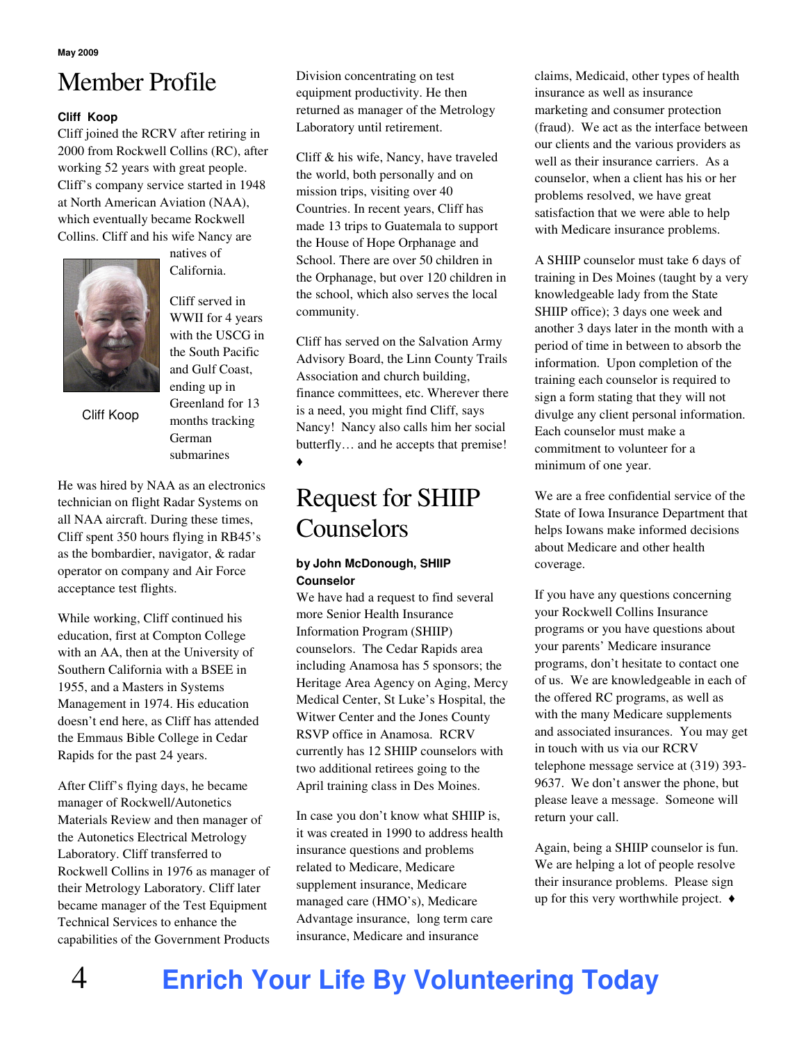# Member Profile

**Cliff Koop**

Cliff joined the RCRV after retiring in 2000 from Rockwell Collins (RC), after working 52 years with great people. Cliff's company service started in 1948 at North American Aviation (NAA), which eventually became Rockwell Collins. Cliff and his wife Nancy are natives of California.

Cliff Koop

Cliff served in WWII for 4 years with the USCG in the South Pacific and Gulf Coast, ending up in Greenland for 13 months tracking German submarines

He was hired by NAA as an electronics technician on flight Radar Systems on all NAA aircraft. During these times, Cliff spent 350 hours flying in RB45's as the bombardier, navigator, & radar operator on company and Air Force acceptance test flights.

While working, Cliff continued his education, first at Compton College with an AA, then at the University of Southern California with a BSEE in 1955, and a Masters in Systems Management in 1974. His education doesn't end here, as Cliff has attended the Emmaus Bible College in Cedar Rapids for the past 24 years.

After Cliff's flying days, he became manager of Rockwell/Autonetics Materials Review and then manager of the Autonetics Electrical Metrology Laboratory. Cliff transferred to Rockwell Collins in 1976 as manager of their Metrology Laboratory. Cliff later became manager of the Test Equipment Technical Services to enhance the capabilities of the Government Products Division concentrating on test equipment productivity. He then returned as manager of the Metrology Laboratory until retirement.

Cliff & his wife, Nancy, have traveled the world, both personally and on mission trips, visiting over 40 Countries. In recent years, Cliff has made 13 trips to Guatemala to support the House of Hope Orphanage and School. There are over 50 children in the Orphanage, but over 120 children in the school, which also serves the local community.

Cliff has served on the Salvation Army Advisory Board, the Linn County Trails Association and church building, finance committees, etc. Wherever there is a need, you might find Cliff, says Nancy! Nancy also calls him her social butterfly… and he accepts that premise! ♦

# Request for SHIIP Counselors

**by John McDonough, SHIIP Counselor**

We have had a request to find several more Senior Health Insurance Information Program (SHIIP) counselors. The Cedar Rapids area including Anamosa has 5 sponsors; the Heritage Area Agency on Aging, Mercy Medical Center, St Luke's Hospital, the Witwer Center and the Jones County RSVP office in Anamosa. RCRV currently has 12 SHIIP counselors with two additional retirees going to the April training class in Des Moines.

In case you don't know what SHIIP is, it was created in 1990 to address health insurance questions and problems related to Medicare, Medicare supplement insurance, Medicare managed care (HMO's), Medicare Advantage insurance, long term care insurance, Medicare and insurance claims, Medicaid, other types of health insurance as well as insurance marketing and consumer protection (fraud). We act as the interface between our clients and the various providers as well as their insurance carriers. As a counselor, when a client has his or her problems resolved, we have great satisfaction that we were able to help with Medicare insurance problems.

A SHIIP counselor must take 6 days of training in Des Moines (taught by a very knowledgeable lady from the State SHIIP office); 3 days one week and another 3 days later in the month with a period of time in between to absorb the information. Upon completion of the training each counselor is required to sign a form stating that they will not divulge any client personal information. Each counselor must make a commitment to volunteer for a minimum of one year.

We are a free confidential service of the State of Iowa Insurance Department that helps Iowans make informed decisions about Medicare and other health coverage.

If you have any questions concerning your Rockwell Collins Insurance programs or you have questions about your parents' Medicare insurance programs, don't hesitate to contact one of us. We are knowledgeable in each of the offered RC programs, as well as with the many Medicare supplements and associated insurances. You may get in touch with us via our RCRV telephone message service at (319) 393-9637. We don't answer the phone, but please leave a message. Someone will return your call.

Again, being a SHIIP counselor is fun. We are helping a lot of people resolve their insurance problems. Please sign up for this very worthwhile project. ♦

**Enrich Your Life By Volunteering Today**